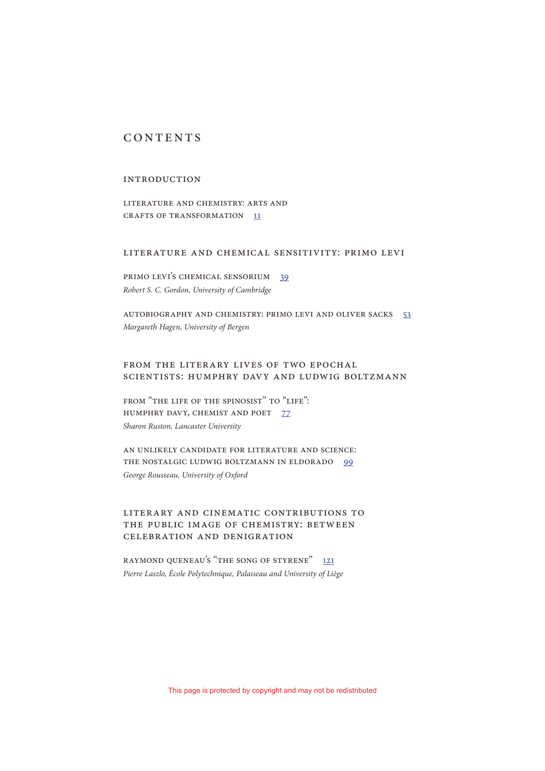# CONTENTS

## INTRODUCTION

LITERATURE AND CHEMISTRY: ARTS AND CRAFTS OF TRANSFORMATION 11

## LITERATURE AND CHEMICAL SENSITIVITY: PRIMO LEVI

PRIMO LEVI'S CHEMICAL SENSORIUM 39
*Robert S. C. Gordon, University of Cambridge*

AUTOBIOGRAPHY AND CHEMISTRY: PRIMO LEVI AND OLIVER SACKS 53
*Margareth Hagen, University of Bergen*

## FROM THE LITERARY LIVES OF TWO EPOCHAL SCIENTISTS: HUMPHRY DAVY AND LUDWIG BOLTZMANN

FROM "THE LIFE OF THE SPINOSIST" TO "LIFE": HUMPHRY DAVY, CHEMIST AND POET 77
*Sharon Ruston, Lancaster University*

AN UNLIKELY CANDIDATE FOR LITERATURE AND SCIENCE: THE NOSTALGIC LUDWIG BOLTZMANN IN ELDORADO 99
*George Rousseau, University of Oxford*

## LITERARY AND CINEMATIC CONTRIBUTIONS TO THE PUBLIC IMAGE OF CHEMISTRY: BETWEEN CELEBRATION AND DENIGRATION

RAYMOND QUENEAU'S "THE SONG OF STYRENE" 121
*Pierre Laszlo, École Polytechnique, Palaiseau and University of Liège*

This page is protected by copyright and may not be redistributed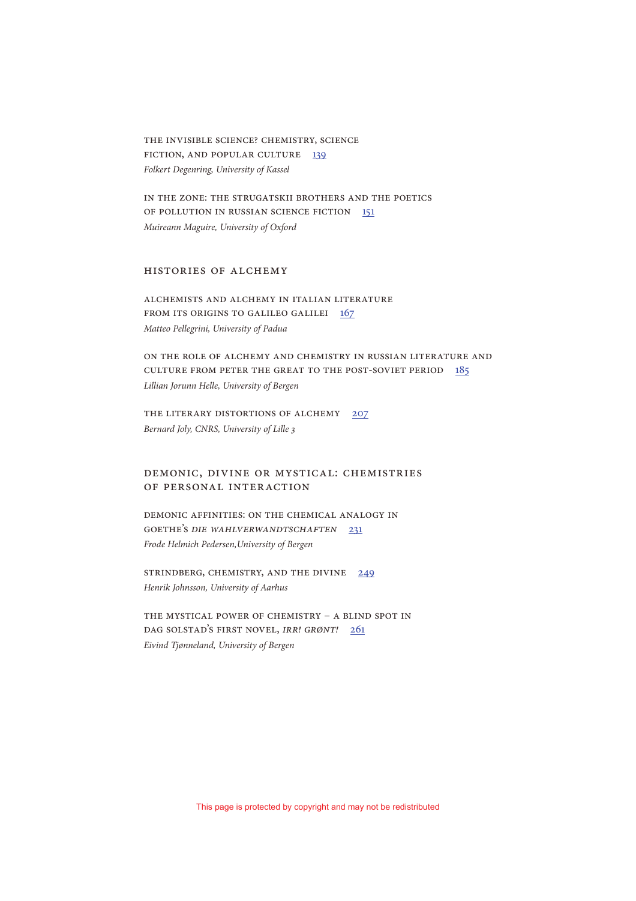THE INVISIBLE SCIENCE? CHEMISTRY, SCIENCE FICTION, AND POPULAR CULTURE 139
*Folkert Degenring, University of Kassel*

IN THE ZONE: THE STRUGATSKII BROTHERS AND THE POETICS OF POLLUTION IN RUSSIAN SCIENCE FICTION 151
*Muireann Maguire, University of Oxford*

## HISTORIES OF ALCHEMY

ALCHEMISTS AND ALCHEMY IN ITALIAN LITERATURE FROM ITS ORIGINS TO GALILEO GALILEI 167
*Matteo Pellegrini, University of Padua*

ON THE ROLE OF ALCHEMY AND CHEMISTRY IN RUSSIAN LITERATURE AND CULTURE FROM PETER THE GREAT TO THE POST-SOVIET PERIOD 185
*Lillian Jorunn Helle, University of Bergen*

THE LITERARY DISTORTIONS OF ALCHEMY 207
*Bernard Joly, CNRS, University of Lille 3*

## DEMONIC, DIVINE OR MYSTICAL: CHEMISTRIES OF PERSONAL INTERACTION

DEMONIC AFFINITIES: ON THE CHEMICAL ANALOGY IN GOETHE'S *DIE WAHLVERWANDTSCHAFTEN* 231
*Frode Helmich Pedersen,University of Bergen*

STRINDBERG, CHEMISTRY, AND THE DIVINE 249
*Henrik Johnsson, University of Aarhus*

THE MYSTICAL POWER OF CHEMISTRY – A BLIND SPOT IN DAG SOLSTAD'S FIRST NOVEL, *IRR! GRØNT!* 261
*Eivind Tjønneland, University of Bergen*

This page is protected by copyright and may not be redistributed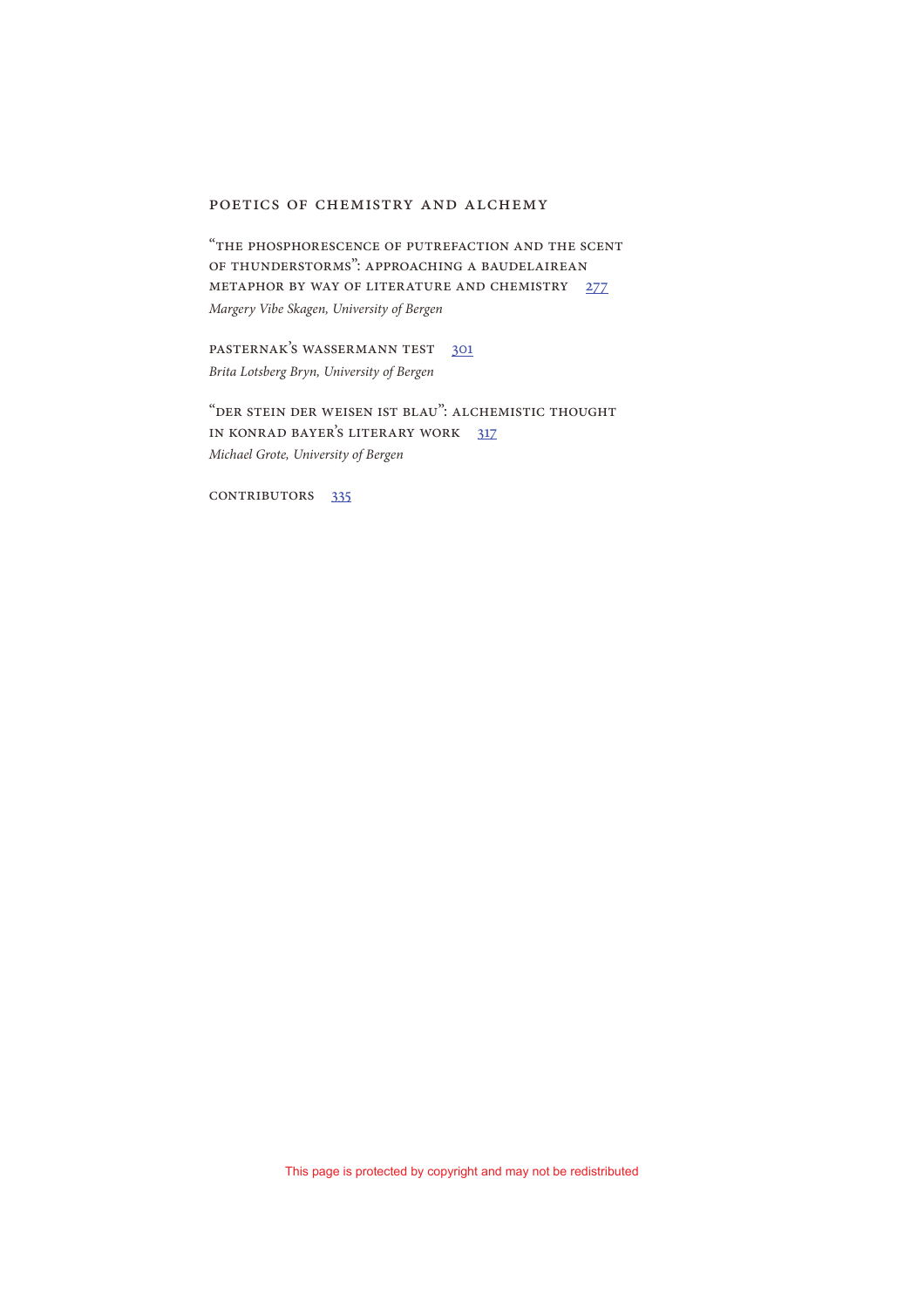## POETICS OF CHEMISTRY AND ALCHEMY

"THE PHOSPHORESCENCE OF PUTREFACTION AND THE SCENT OF THUNDERSTORMS": APPROACHING A BAUDELAIREAN METAPHOR BY WAY OF LITERATURE AND CHEMISTRY 277
*Margery Vibe Skagen, University of Bergen*

PASTERNAK'S WASSERMANN TEST 301
*Brita Lotsberg Bryn, University of Bergen*

"DER STEIN DER WEISEN IST BLAU": ALCHEMISTIC THOUGHT IN KONRAD BAYER'S LITERARY WORK 317
*Michael Grote, University of Bergen*

CONTRIBUTORS 335

This page is protected by copyright and may not be redistributed